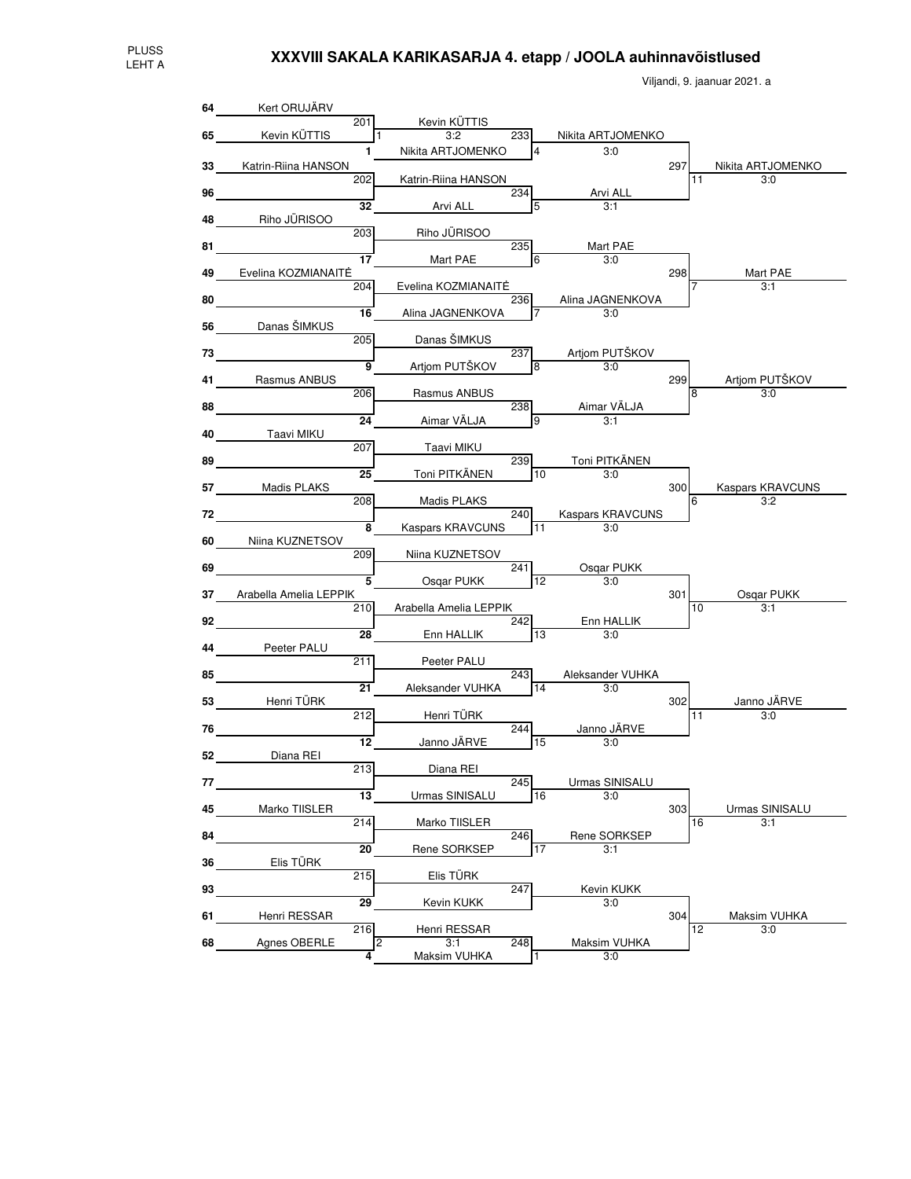PLUSS
LEHT A

# XXXVIII SAKALA KARIKASARJA 4. etapp / JOOLA auhinnavõistlused

Viljandi, 9. jaanuar 2021. a

| Match | No. | Player 1 | No. | Player 2 | Winner | Table | Score |
|---|---|---|---|---|---|---|---|
| 201 | 64 | Kert ORUJÄRV | 65 | Kevin KÜTTIS | Kevin KÜTTIS | 1 | 3:2 |
| 202 | 33 | Katrin-Riina HANSON | 96 | | Katrin-Riina HANSON | | |
| 203 | 48 | Riho JÜRISOO | 81 | | Riho JÜRISOO | | |
| 204 | 49 | Evelina KOZMIANAITĖ | 80 | | Evelina KOZMIANAITĖ | | |
| 205 | 56 | Danas ŠIMKUS | 73 | | Danas ŠIMKUS | | |
| 206 | 41 | Rasmus ANBUS | 88 | | Rasmus ANBUS | | |
| 207 | 40 | Taavi MIKU | 89 | | Taavi MIKU | | |
| 208 | 57 | Madis PLAKS | 72 | | Madis PLAKS | | |
| 209 | 60 | Niina KUZNETSOV | 69 | | Niina KUZNETSOV | | |
| 210 | 37 | Arabella Amelia LEPPIK | 92 | | Arabella Amelia LEPPIK | | |
| 211 | 44 | Peeter PALU | 85 | | Peeter PALU | | |
| 212 | 53 | Henri TÜRK | 76 | | Henri TÜRK | | |
| 213 | 52 | Diana REI | 77 | | Diana REI | | |
| 214 | 45 | Marko TIISLER | 84 | | Marko TIISLER | | |
| 215 | 36 | Elis TÜRK | 93 | | Elis TÜRK | | |
| 216 | 61 | Henri RESSAR | 68 | Agnes OBERLE | Henri RESSAR | 2 | 3:1 |

| Match | Player 1 | No. | Player 2 | Winner | Table | Score |
|---|---|---|---|---|---|---|
| 233 | Kevin KÜTTIS | 1 | Nikita ARTJOMENKO | Nikita ARTJOMENKO | 4 | 3:0 |
| 234 | Katrin-Riina HANSON | 32 | Arvi ALL | Arvi ALL | 5 | 3:1 |
| 235 | Riho JÜRISOO | 17 | Mart PAE | Mart PAE | 6 | 3:0 |
| 236 | Evelina KOZMIANAITĖ | 16 | Alina JAGNENKOVA | Alina JAGNENKOVA | 7 | 3:0 |
| 237 | Danas ŠIMKUS | 9 | Artjom PUTŠKOV | Artjom PUTŠKOV | 8 | 3:0 |
| 238 | Rasmus ANBUS | 24 | Aimar VÄLJA | Aimar VÄLJA | 9 | 3:1 |
| 239 | Taavi MIKU | 25 | Toni PITKÄNEN | Toni PITKÄNEN | 10 | 3:0 |
| 240 | Madis PLAKS | 8 | Kaspars KRAVCUNS | Kaspars KRAVCUNS | 11 | 3:0 |
| 241 | Niina KUZNETSOV | 5 | Osqar PUKK | Osqar PUKK | 12 | 3:0 |
| 242 | Arabella Amelia LEPPIK | 28 | Enn HALLIK | Enn HALLIK | 13 | 3:0 |
| 243 | Peeter PALU | 21 | Aleksander VUHKA | Aleksander VUHKA | 14 | 3:0 |
| 244 | Henri TÜRK | 12 | Janno JÄRVE | Janno JÄRVE | 15 | 3:0 |
| 245 | Diana REI | 13 | Urmas SINISALU | Urmas SINISALU | 16 | 3:0 |
| 246 | Marko TIISLER | 20 | Rene SORKSEP | Rene SORKSEP | 17 | 3:1 |
| 247 | Elis TÜRK | 29 | Kevin KUKK | Kevin KUKK | | 3:0 |
| 248 | Henri RESSAR | 4 | Maksim VUHKA | Maksim VUHKA | 1 | 3:0 |

| Match | Player 1 | Player 2 | Winner | Table | Score |
|---|---|---|---|---|---|
| 297 | Nikita ARTJOMENKO | Arvi ALL | Nikita ARTJOMENKO | 11 | 3:0 |
| 298 | Mart PAE | Alina JAGNENKOVA | Mart PAE | 7 | 3:1 |
| 299 | Artjom PUTŠKOV | Aimar VÄLJA | Artjom PUTŠKOV | 8 | 3:0 |
| 300 | Toni PITKÄNEN | Kaspars KRAVCUNS | Kaspars KRAVCUNS | 6 | 3:2 |
| 301 | Osqar PUKK | Enn HALLIK | Osqar PUKK | 10 | 3:1 |
| 302 | Aleksander VUHKA | Janno JÄRVE | Janno JÄRVE | 11 | 3:0 |
| 303 | Urmas SINISALU | Rene SORKSEP | Urmas SINISALU | 16 | 3:1 |
| 304 | Kevin KUKK | Maksim VUHKA | Maksim VUHKA | 12 | 3:0 |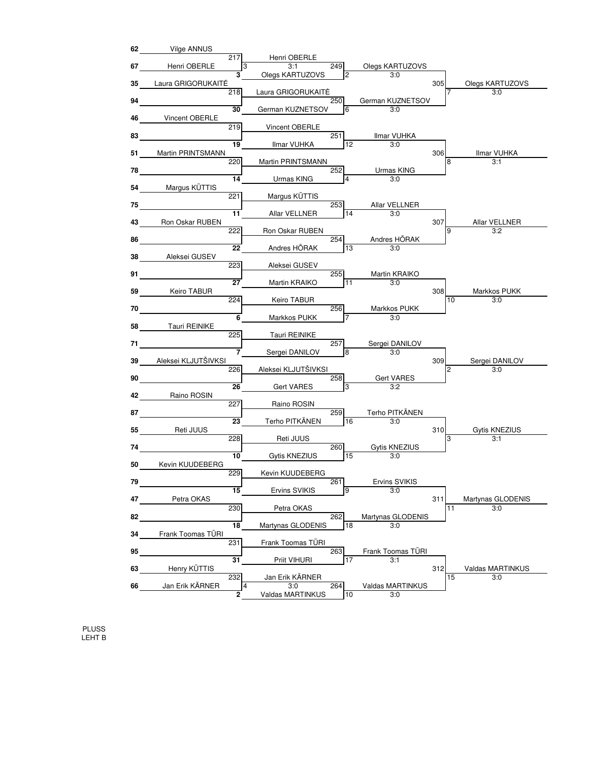## Round 1

| Match | Player 1 | Player 2 | Winner | Score | Table |
|---|---|---|---|---|---|
| 217 | 62 Vilge ANNUS | 67 Henri OBERLE | Henri OBERLE | 3:1 | 3 |
| 218 | 35 Laura GRIGORUKAITĖ | 94 | Laura GRIGORUKAITĖ | | |
| 219 | 46 Vincent OBERLE | 83 | Vincent OBERLE | | |
| 220 | 51 Martin PRINTSMANN | 78 | Martin PRINTSMANN | | |
| 221 | 54 Margus KÜTTIS | 75 | Margus KÜTTIS | | |
| 222 | 43 Ron Oskar RUBEN | 86 | Ron Oskar RUBEN | | |
| 223 | 38 Aleksei GUSEV | 91 | Aleksei GUSEV | | |
| 224 | 59 Keiro TABUR | 70 | Keiro TABUR | | |
| 225 | 58 Tauri REINIKE | 71 | Tauri REINIKE | | |
| 226 | 39 Aleksei KLJUTŠIVKSI | 90 | Aleksei KLJUTŠIVKSI | | |
| 227 | 42 Raino ROSIN | 87 | Raino ROSIN | | |
| 228 | 55 Reti JUUS | 74 | Reti JUUS | | |
| 229 | 50 Kevin KUUDEBERG | 79 | Kevin KUUDEBERG | | |
| 230 | 47 Petra OKAS | 82 | Petra OKAS | | |
| 231 | 34 Frank Toomas TÜRI | 95 | Frank Toomas TÜRI | | |
| 232 | 63 Henry KÜTTIS | 66 Jan Erik KÄRNER | Jan Erik KÄRNER | 3:0 | 4 |

## Round 2

| Match | Player 1 | Player 2 | Winner | Score | Table |
|---|---|---|---|---|---|
| 249 | Henri OBERLE | 3 Olegs KARTUZOVS | Olegs KARTUZOVS | 3:0 | 2 |
| 250 | Laura GRIGORUKAITĖ | 30 German KUZNETSOV | German KUZNETSOV | 3:0 | 6 |
| 251 | Vincent OBERLE | 19 Ilmar VUHKA | Ilmar VUHKA | 3:0 | 12 |
| 252 | Martin PRINTSMANN | 14 Urmas KING | Urmas KING | 3:0 | 4 |
| 253 | Margus KÜTTIS | 11 Allar VELLNER | Allar VELLNER | 3:0 | 14 |
| 254 | Ron Oskar RUBEN | 22 Andres HÕRAK | Andres HÕRAK | 3:0 | 13 |
| 255 | Aleksei GUSEV | 27 Martin KRAIKO | Martin KRAIKO | 3:0 | 11 |
| 256 | Keiro TABUR | 6 Markkos PUKK | Markkos PUKK | 3:0 | 7 |
| 257 | Tauri REINIKE | 7 Sergei DANILOV | Sergei DANILOV | 3:0 | 8 |
| 258 | Aleksei KLJUTŠIVKSI | 26 Gert VARES | Gert VARES | 3:2 | 3 |
| 259 | Raino ROSIN | 23 Terho PITKÄNEN | Terho PITKÄNEN | 3:0 | 16 |
| 260 | Reti JUUS | 10 Gytis KNEZIUS | Gytis KNEZIUS | 3:0 | 15 |
| 261 | Kevin KUUDEBERG | 15 Ervins SVIKIS | Ervins SVIKIS | 3:0 | 9 |
| 262 | Petra OKAS | 18 Martynas GLODENIS | Martynas GLODENIS | 3:0 | 18 |
| 263 | Frank Toomas TÜRI | 31 Priit VIHURI | Frank Toomas TÜRI | 3:1 | 17 |
| 264 | Jan Erik KÄRNER | 2 Valdas MARTINKUS | Valdas MARTINKUS | 3:0 | 10 |

## Round 3

| Match | Player 1 | Player 2 | Winner | Score | Table |
|---|---|---|---|---|---|
| 305 | Olegs KARTUZOVS | German KUZNETSOV | Olegs KARTUZOVS | 3:0 | 7 |
| 306 | Ilmar VUHKA | Urmas KING | Ilmar VUHKA | 3:1 | 8 |
| 307 | Allar VELLNER | Andres HÕRAK | Allar VELLNER | 3:2 | 9 |
| 308 | Martin KRAIKO | Markkos PUKK | Markkos PUKK | 3:0 | 10 |
| 309 | Sergei DANILOV | Gert VARES | Sergei DANILOV | 3:0 | 2 |
| 310 | Terho PITKÄNEN | Gytis KNEZIUS | Gytis KNEZIUS | 3:1 | 3 |
| 311 | Ervins SVIKIS | Martynas GLODENIS | Martynas GLODENIS | 3:0 | 11 |
| 312 | Frank Toomas TÜRI | Valdas MARTINKUS | Valdas MARTINKUS | 3:0 | 15 |

PLUSS
LEHT B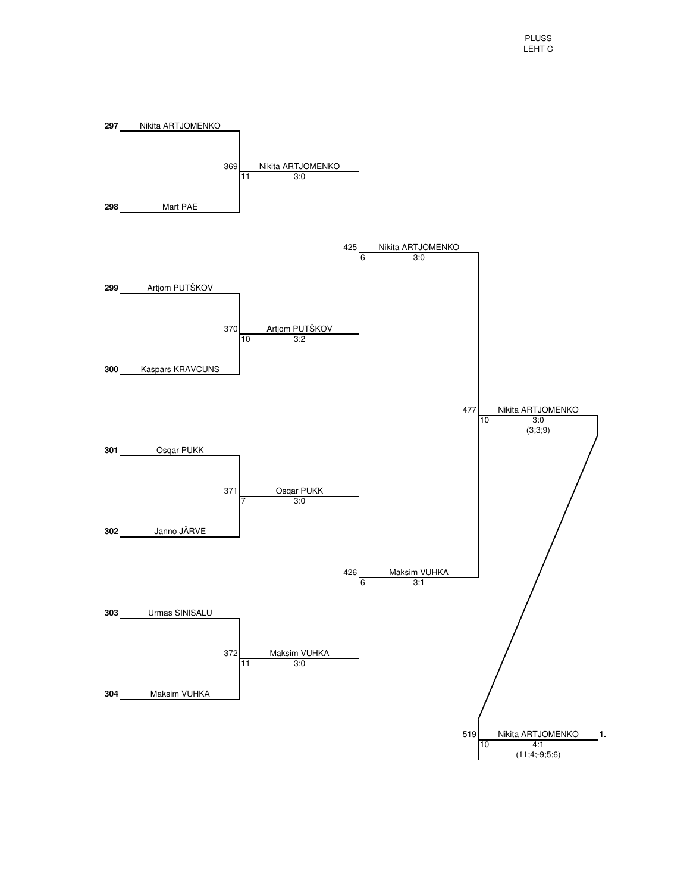PLUSS
LEHT C

**First round**

| No. | Player |
| --- | --- |
| **297** | Nikita ARTJOMENKO |
| **298** | Mart PAE |
| **299** | Artjom PUTŠKOV |
| **300** | Kaspars KRAVCUNS |
| **301** | Osqar PUKK |
| **302** | Janno JÄRVE |
| **303** | Urmas SINISALU |
| **304** | Maksim VUHKA |

**Matches**

| Match | Table | Winner | Score |
| --- | --- | --- | --- |
| 369 | 11 | Nikita ARTJOMENKO | 3:0 |
| 370 | 10 | Artjom PUTŠKOV | 3:2 |
| 371 | 7 | Osqar PUKK | 3:0 |
| 372 | 11 | Maksim VUHKA | 3:0 |
| 425 | 6 | Nikita ARTJOMENKO | 3:0 |
| 426 | 6 | Maksim VUHKA | 3:1 |
| 477 | 10 | Nikita ARTJOMENKO | 3:0 (3;3;9) |
| 519 | 10 | Nikita ARTJOMENKO **1.** | 4:1 (11;4;-9;5;6) |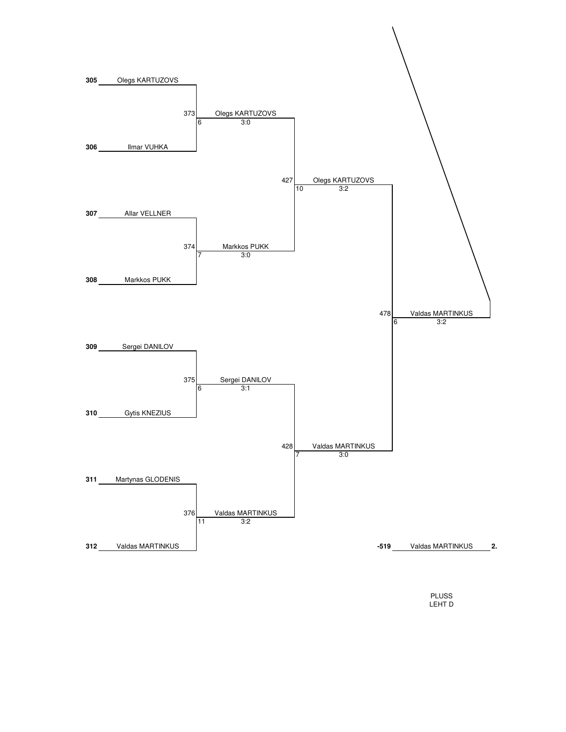305 Olegs KARTUZOVS

373 Olegs KARTUZOVS
6 3:0

306 Ilmar VUHKA

427 Olegs KARTUZOVS
10 3:2

307 Allar VELLNER

374 Markkos PUKK
7 3:0

308 Markkos PUKK

478 Valdas MARTINKUS
6 3:2

309 Sergei DANILOV

375 Sergei DANILOV
6 3:1

310 Gytis KNEZIUS

428 Valdas MARTINKUS
7 3:0

311 Martynas GLODENIS

376 Valdas MARTINKUS
11 3:2

312 Valdas MARTINKUS

-519 Valdas MARTINKUS 2.

PLUSS
LEHT D